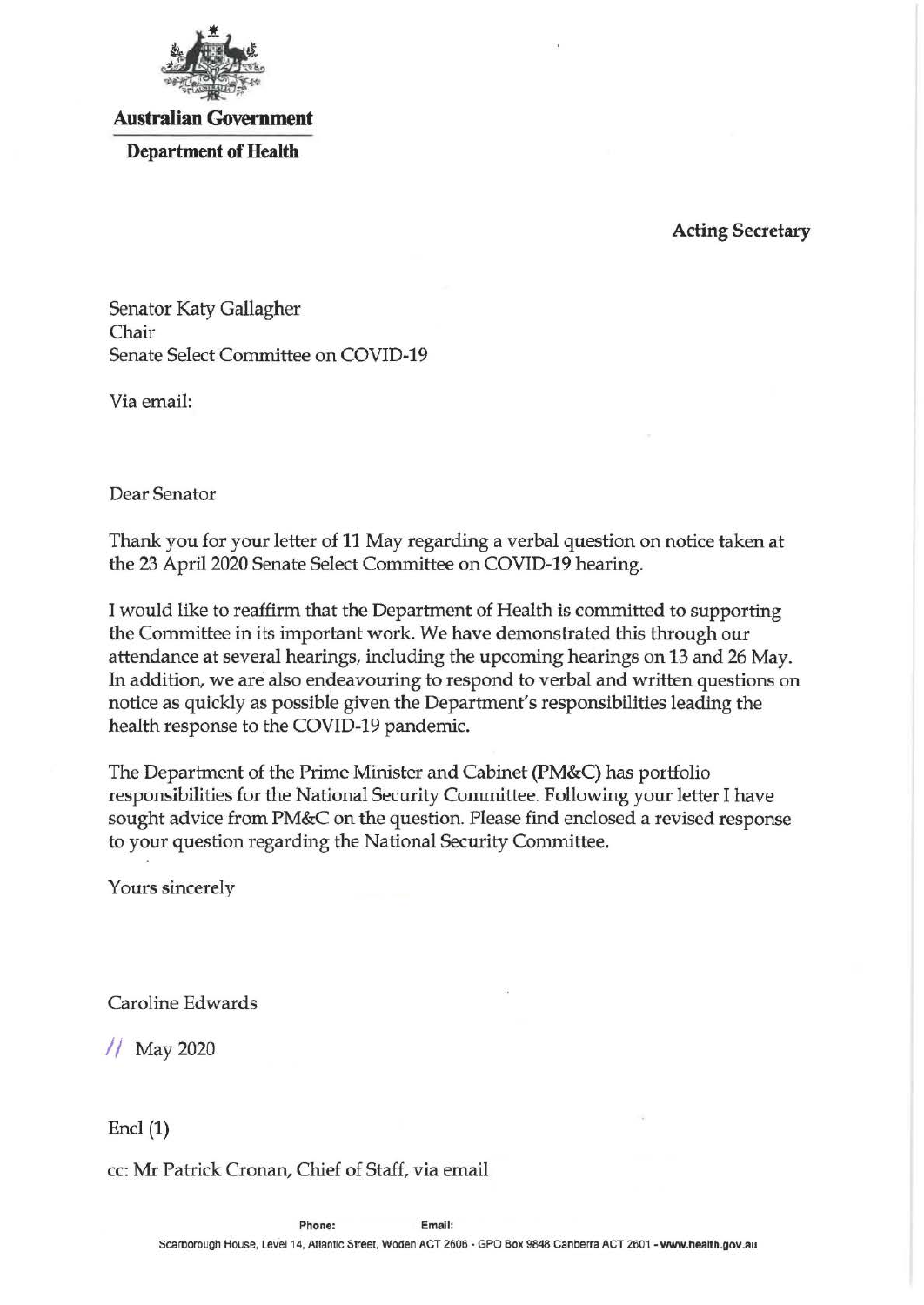**Australian Government**

**Department of Health**

**Acting Secretary**

Senator Katy Gallagher
Chair
Senate Select Committee on COVID-19

Via email:

Dear Senator

Thank you for your letter of 11 May regarding a verbal question on notice taken at the 23 April 2020 Senate Select Committee on COVID-19 hearing.

I would like to reaffirm that the Department of Health is committed to supporting the Committee in its important work. We have demonstrated this through our attendance at several hearings, including the upcoming hearings on 13 and 26 May. In addition, we are also endeavouring to respond to verbal and written questions on notice as quickly as possible given the Department's responsibilities leading the health response to the COVID-19 pandemic.

The Department of the Prime Minister and Cabinet (PM&C) has portfolio responsibilities for the National Security Committee. Following your letter I have sought advice from PM&C on the question. Please find enclosed a revised response to your question regarding the National Security Committee.

Yours sincerely

Caroline Edwards

11 May 2020

Encl (1)

cc: Mr Patrick Cronan, Chief of Staff, via email

Phone: Email:

Scarborough House, Level 14, Atlantic Street, Woden ACT 2606 - GPO Box 9848 Canberra ACT 2601 - www.health.gov.au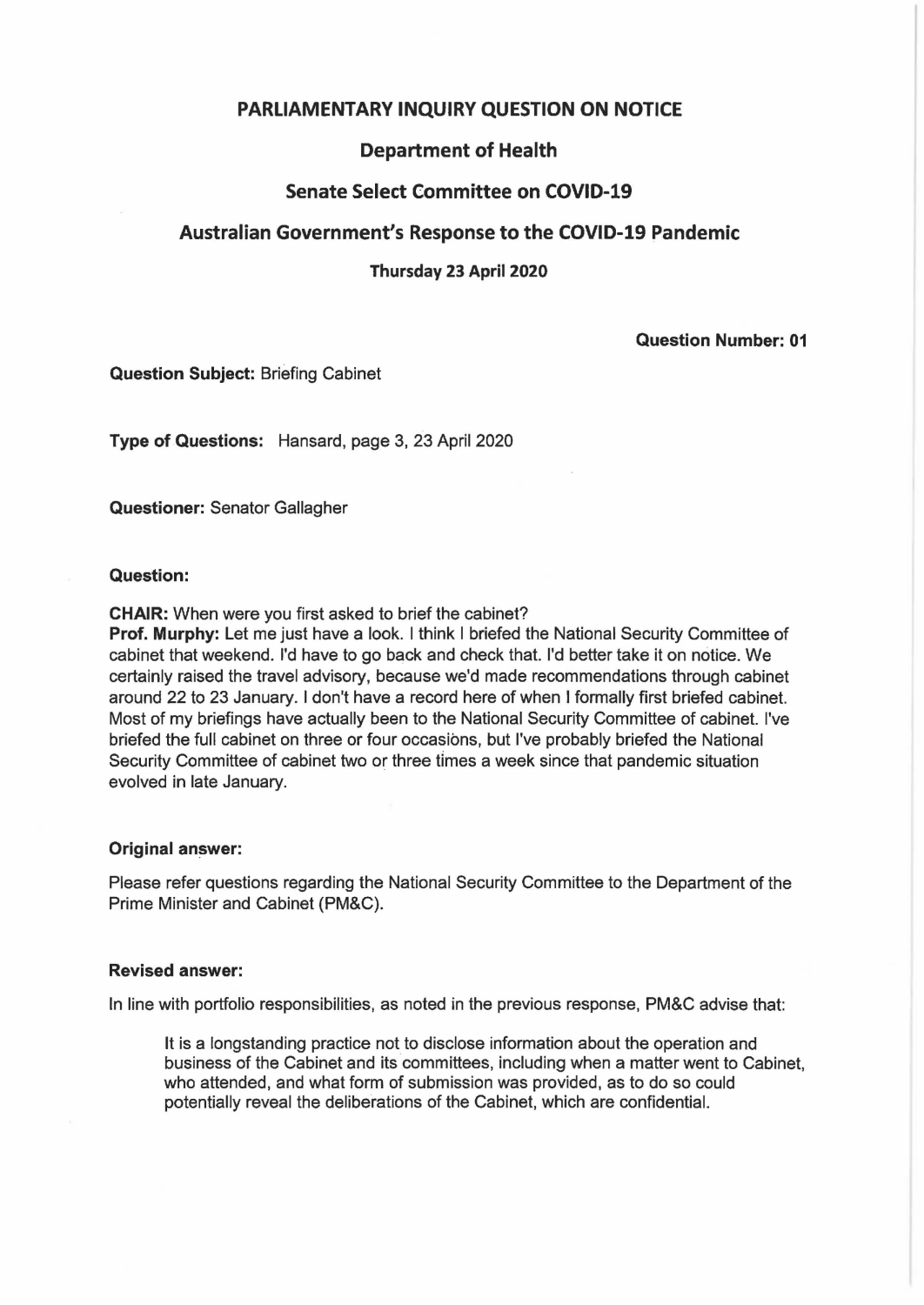## PARLIAMENTARY INQUIRY QUESTION ON NOTICE

## Department of Health

## Senate Select Committee on COVID-19

## Australian Government's Response to the COVID-19 Pandemic

### Thursday 23 April 2020

**Question Number: 01**

**Question Subject:** Briefing Cabinet

**Type of Questions:** Hansard, page 3, 23 April 2020

**Questioner:** Senator Gallagher

**Question:**

**CHAIR:** When were you first asked to brief the cabinet?
**Prof. Murphy:** Let me just have a look. I think I briefed the National Security Committee of cabinet that weekend. I'd have to go back and check that. I'd better take it on notice. We certainly raised the travel advisory, because we'd made recommendations through cabinet around 22 to 23 January. I don't have a record here of when I formally first briefed cabinet. Most of my briefings have actually been to the National Security Committee of cabinet. I've briefed the full cabinet on three or four occasions, but I've probably briefed the National Security Committee of cabinet two or three times a week since that pandemic situation evolved in late January.

**Original answer:**

Please refer questions regarding the National Security Committee to the Department of the Prime Minister and Cabinet (PM&C).

**Revised answer:**

In line with portfolio responsibilities, as noted in the previous response, PM&C advise that:

> It is a longstanding practice not to disclose information about the operation and business of the Cabinet and its committees, including when a matter went to Cabinet, who attended, and what form of submission was provided, as to do so could potentially reveal the deliberations of the Cabinet, which are confidential.